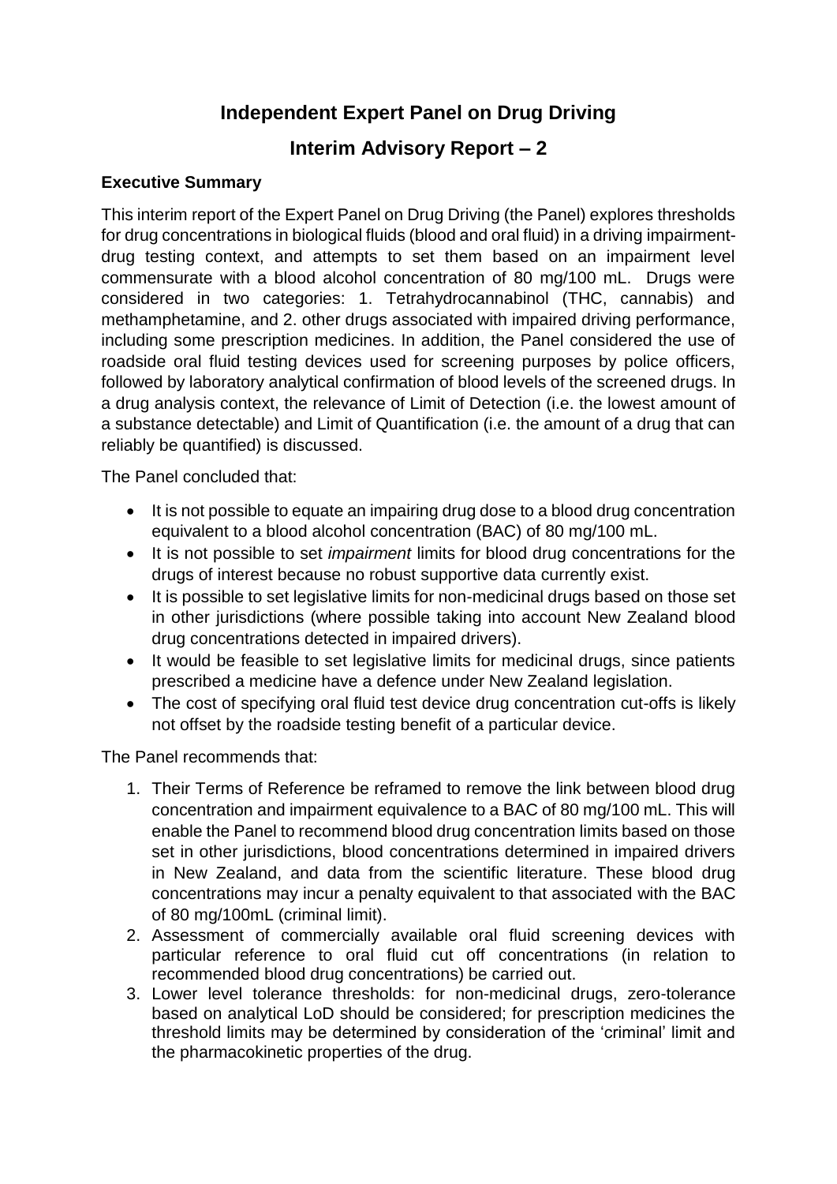# Independent Expert Panel on Drug Driving

## Interim Advisory Report – 2

### Executive Summary

This interim report of the Expert Panel on Drug Driving (the Panel) explores thresholds for drug concentrations in biological fluids (blood and oral fluid) in a driving impairment-drug testing context, and attempts to set them based on an impairment level commensurate with a blood alcohol concentration of 80 mg/100 mL. Drugs were considered in two categories: 1. Tetrahydrocannabinol (THC, cannabis) and methamphetamine, and 2. other drugs associated with impaired driving performance, including some prescription medicines. In addition, the Panel considered the use of roadside oral fluid testing devices used for screening purposes by police officers, followed by laboratory analytical confirmation of blood levels of the screened drugs. In a drug analysis context, the relevance of Limit of Detection (i.e. the lowest amount of a substance detectable) and Limit of Quantification (i.e. the amount of a drug that can reliably be quantified) is discussed.

The Panel concluded that:

- It is not possible to equate an impairing drug dose to a blood drug concentration equivalent to a blood alcohol concentration (BAC) of 80 mg/100 mL.
- It is not possible to set *impairment* limits for blood drug concentrations for the drugs of interest because no robust supportive data currently exist.
- It is possible to set legislative limits for non-medicinal drugs based on those set in other jurisdictions (where possible taking into account New Zealand blood drug concentrations detected in impaired drivers).
- It would be feasible to set legislative limits for medicinal drugs, since patients prescribed a medicine have a defence under New Zealand legislation.
- The cost of specifying oral fluid test device drug concentration cut-offs is likely not offset by the roadside testing benefit of a particular device.

The Panel recommends that:

1. Their Terms of Reference be reframed to remove the link between blood drug concentration and impairment equivalence to a BAC of 80 mg/100 mL. This will enable the Panel to recommend blood drug concentration limits based on those set in other jurisdictions, blood concentrations determined in impaired drivers in New Zealand, and data from the scientific literature. These blood drug concentrations may incur a penalty equivalent to that associated with the BAC of 80 mg/100mL (criminal limit).
2. Assessment of commercially available oral fluid screening devices with particular reference to oral fluid cut off concentrations (in relation to recommended blood drug concentrations) be carried out.
3. Lower level tolerance thresholds: for non-medicinal drugs, zero-tolerance based on analytical LoD should be considered; for prescription medicines the threshold limits may be determined by consideration of the 'criminal' limit and the pharmacokinetic properties of the drug.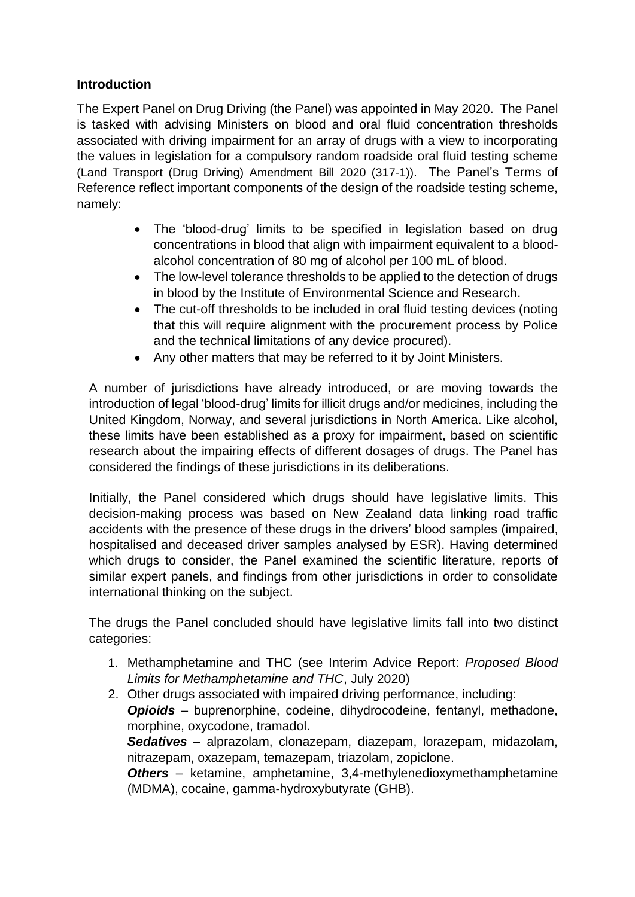### Introduction

The Expert Panel on Drug Driving (the Panel) was appointed in May 2020. The Panel is tasked with advising Ministers on blood and oral fluid concentration thresholds associated with driving impairment for an array of drugs with a view to incorporating the values in legislation for a compulsory random roadside oral fluid testing scheme (Land Transport (Drug Driving) Amendment Bill 2020 (317-1)). The Panel's Terms of Reference reflect important components of the design of the roadside testing scheme, namely:

- The 'blood-drug' limits to be specified in legislation based on drug concentrations in blood that align with impairment equivalent to a blood-alcohol concentration of 80 mg of alcohol per 100 mL of blood.
- The low-level tolerance thresholds to be applied to the detection of drugs in blood by the Institute of Environmental Science and Research.
- The cut-off thresholds to be included in oral fluid testing devices (noting that this will require alignment with the procurement process by Police and the technical limitations of any device procured).
- Any other matters that may be referred to it by Joint Ministers.

A number of jurisdictions have already introduced, or are moving towards the introduction of legal 'blood-drug' limits for illicit drugs and/or medicines, including the United Kingdom, Norway, and several jurisdictions in North America. Like alcohol, these limits have been established as a proxy for impairment, based on scientific research about the impairing effects of different dosages of drugs. The Panel has considered the findings of these jurisdictions in its deliberations.

Initially, the Panel considered which drugs should have legislative limits. This decision-making process was based on New Zealand data linking road traffic accidents with the presence of these drugs in the drivers' blood samples (impaired, hospitalised and deceased driver samples analysed by ESR). Having determined which drugs to consider, the Panel examined the scientific literature, reports of similar expert panels, and findings from other jurisdictions in order to consolidate international thinking on the subject.

The drugs the Panel concluded should have legislative limits fall into two distinct categories:

1. Methamphetamine and THC (see Interim Advice Report: *Proposed Blood Limits for Methamphetamine and THC*, July 2020)
2. Other drugs associated with impaired driving performance, including:
   ***Opioids*** – buprenorphine, codeine, dihydrocodeine, fentanyl, methadone, morphine, oxycodone, tramadol.
   ***Sedatives*** – alprazolam, clonazepam, diazepam, lorazepam, midazolam, nitrazepam, oxazepam, temazepam, triazolam, zopiclone.
   ***Others*** – ketamine, amphetamine, 3,4-methylenedioxymethamphetamine (MDMA), cocaine, gamma-hydroxybutyrate (GHB).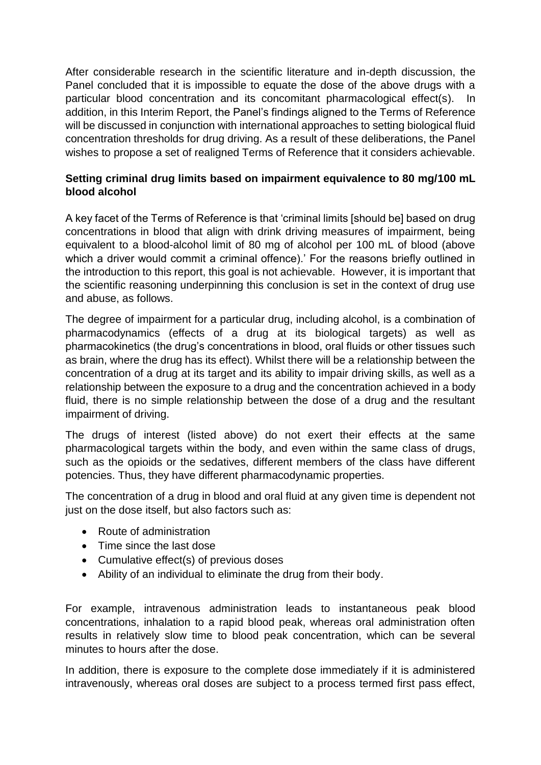After considerable research in the scientific literature and in-depth discussion, the Panel concluded that it is impossible to equate the dose of the above drugs with a particular blood concentration and its concomitant pharmacological effect(s). In addition, in this Interim Report, the Panel's findings aligned to the Terms of Reference will be discussed in conjunction with international approaches to setting biological fluid concentration thresholds for drug driving. As a result of these deliberations, the Panel wishes to propose a set of realigned Terms of Reference that it considers achievable.

**Setting criminal drug limits based on impairment equivalence to 80 mg/100 mL blood alcohol**

A key facet of the Terms of Reference is that 'criminal limits [should be] based on drug concentrations in blood that align with drink driving measures of impairment, being equivalent to a blood-alcohol limit of 80 mg of alcohol per 100 mL of blood (above which a driver would commit a criminal offence).' For the reasons briefly outlined in the introduction to this report, this goal is not achievable. However, it is important that the scientific reasoning underpinning this conclusion is set in the context of drug use and abuse, as follows.

The degree of impairment for a particular drug, including alcohol, is a combination of pharmacodynamics (effects of a drug at its biological targets) as well as pharmacokinetics (the drug's concentrations in blood, oral fluids or other tissues such as brain, where the drug has its effect). Whilst there will be a relationship between the concentration of a drug at its target and its ability to impair driving skills, as well as a relationship between the exposure to a drug and the concentration achieved in a body fluid, there is no simple relationship between the dose of a drug and the resultant impairment of driving.

The drugs of interest (listed above) do not exert their effects at the same pharmacological targets within the body, and even within the same class of drugs, such as the opioids or the sedatives, different members of the class have different potencies. Thus, they have different pharmacodynamic properties.

The concentration of a drug in blood and oral fluid at any given time is dependent not just on the dose itself, but also factors such as:

- Route of administration
- Time since the last dose
- Cumulative effect(s) of previous doses
- Ability of an individual to eliminate the drug from their body.

For example, intravenous administration leads to instantaneous peak blood concentrations, inhalation to a rapid blood peak, whereas oral administration often results in relatively slow time to blood peak concentration, which can be several minutes to hours after the dose.

In addition, there is exposure to the complete dose immediately if it is administered intravenously, whereas oral doses are subject to a process termed first pass effect,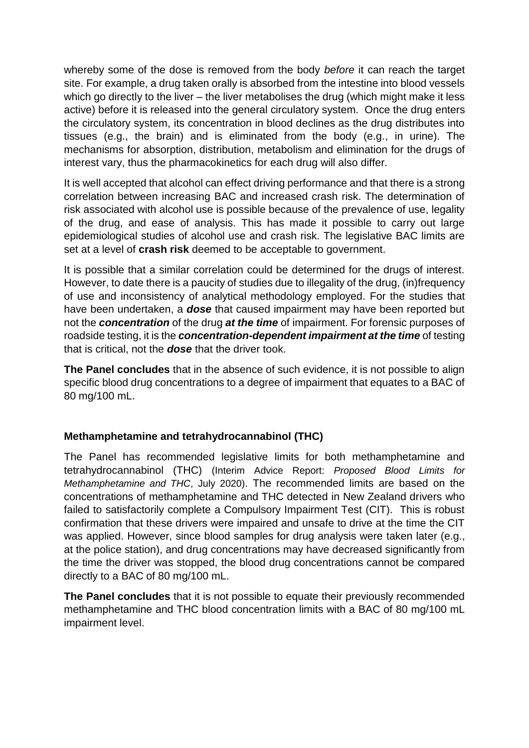whereby some of the dose is removed from the body *before* it can reach the target site. For example, a drug taken orally is absorbed from the intestine into blood vessels which go directly to the liver – the liver metabolises the drug (which might make it less active) before it is released into the general circulatory system. Once the drug enters the circulatory system, its concentration in blood declines as the drug distributes into tissues (e.g., the brain) and is eliminated from the body (e.g., in urine). The mechanisms for absorption, distribution, metabolism and elimination for the drugs of interest vary, thus the pharmacokinetics for each drug will also differ.

It is well accepted that alcohol can effect driving performance and that there is a strong correlation between increasing BAC and increased crash risk. The determination of risk associated with alcohol use is possible because of the prevalence of use, legality of the drug, and ease of analysis. This has made it possible to carry out large epidemiological studies of alcohol use and crash risk. The legislative BAC limits are set at a level of **crash risk** deemed to be acceptable to government.

It is possible that a similar correlation could be determined for the drugs of interest. However, to date there is a paucity of studies due to illegality of the drug, (in)frequency of use and inconsistency of analytical methodology employed. For the studies that have been undertaken, a ***dose*** that caused impairment may have been reported but not the ***concentration*** of the drug ***at the time*** of impairment. For forensic purposes of roadside testing, it is the ***concentration-dependent impairment at the time*** of testing that is critical, not the ***dose*** that the driver took.

**The Panel concludes** that in the absence of such evidence, it is not possible to align specific blood drug concentrations to a degree of impairment that equates to a BAC of 80 mg/100 mL.

### Methamphetamine and tetrahydrocannabinol (THC)

The Panel has recommended legislative limits for both methamphetamine and tetrahydrocannabinol (THC) (Interim Advice Report: *Proposed Blood Limits for Methamphetamine and THC*, July 2020). The recommended limits are based on the concentrations of methamphetamine and THC detected in New Zealand drivers who failed to satisfactorily complete a Compulsory Impairment Test (CIT). This is robust confirmation that these drivers were impaired and unsafe to drive at the time the CIT was applied. However, since blood samples for drug analysis were taken later (e.g., at the police station), and drug concentrations may have decreased significantly from the time the driver was stopped, the blood drug concentrations cannot be compared directly to a BAC of 80 mg/100 mL.

**The Panel concludes** that it is not possible to equate their previously recommended methamphetamine and THC blood concentration limits with a BAC of 80 mg/100 mL impairment level.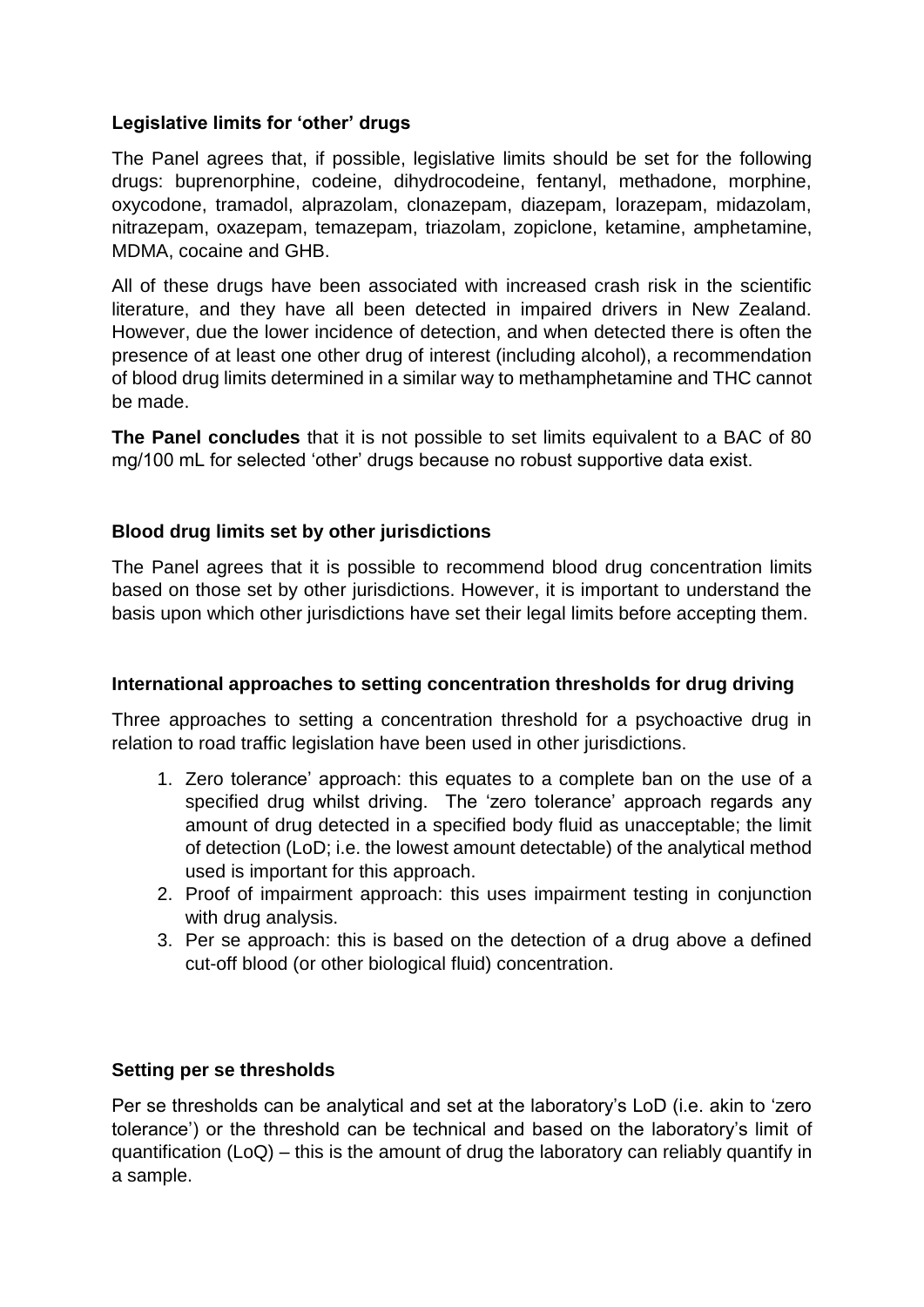### Legislative limits for 'other' drugs

The Panel agrees that, if possible, legislative limits should be set for the following drugs: buprenorphine, codeine, dihydrocodeine, fentanyl, methadone, morphine, oxycodone, tramadol, alprazolam, clonazepam, diazepam, lorazepam, midazolam, nitrazepam, oxazepam, temazepam, triazolam, zopiclone, ketamine, amphetamine, MDMA, cocaine and GHB.

All of these drugs have been associated with increased crash risk in the scientific literature, and they have all been detected in impaired drivers in New Zealand. However, due the lower incidence of detection, and when detected there is often the presence of at least one other drug of interest (including alcohol), a recommendation of blood drug limits determined in a similar way to methamphetamine and THC cannot be made.

**The Panel concludes** that it is not possible to set limits equivalent to a BAC of 80 mg/100 mL for selected 'other' drugs because no robust supportive data exist.

### Blood drug limits set by other jurisdictions

The Panel agrees that it is possible to recommend blood drug concentration limits based on those set by other jurisdictions. However, it is important to understand the basis upon which other jurisdictions have set their legal limits before accepting them.

### International approaches to setting concentration thresholds for drug driving

Three approaches to setting a concentration threshold for a psychoactive drug in relation to road traffic legislation have been used in other jurisdictions.

1. Zero tolerance' approach: this equates to a complete ban on the use of a specified drug whilst driving. The 'zero tolerance' approach regards any amount of drug detected in a specified body fluid as unacceptable; the limit of detection (LoD; i.e. the lowest amount detectable) of the analytical method used is important for this approach.
2. Proof of impairment approach: this uses impairment testing in conjunction with drug analysis.
3. Per se approach: this is based on the detection of a drug above a defined cut-off blood (or other biological fluid) concentration.

### Setting per se thresholds

Per se thresholds can be analytical and set at the laboratory's LoD (i.e. akin to 'zero tolerance') or the threshold can be technical and based on the laboratory's limit of quantification (LoQ) – this is the amount of drug the laboratory can reliably quantify in a sample.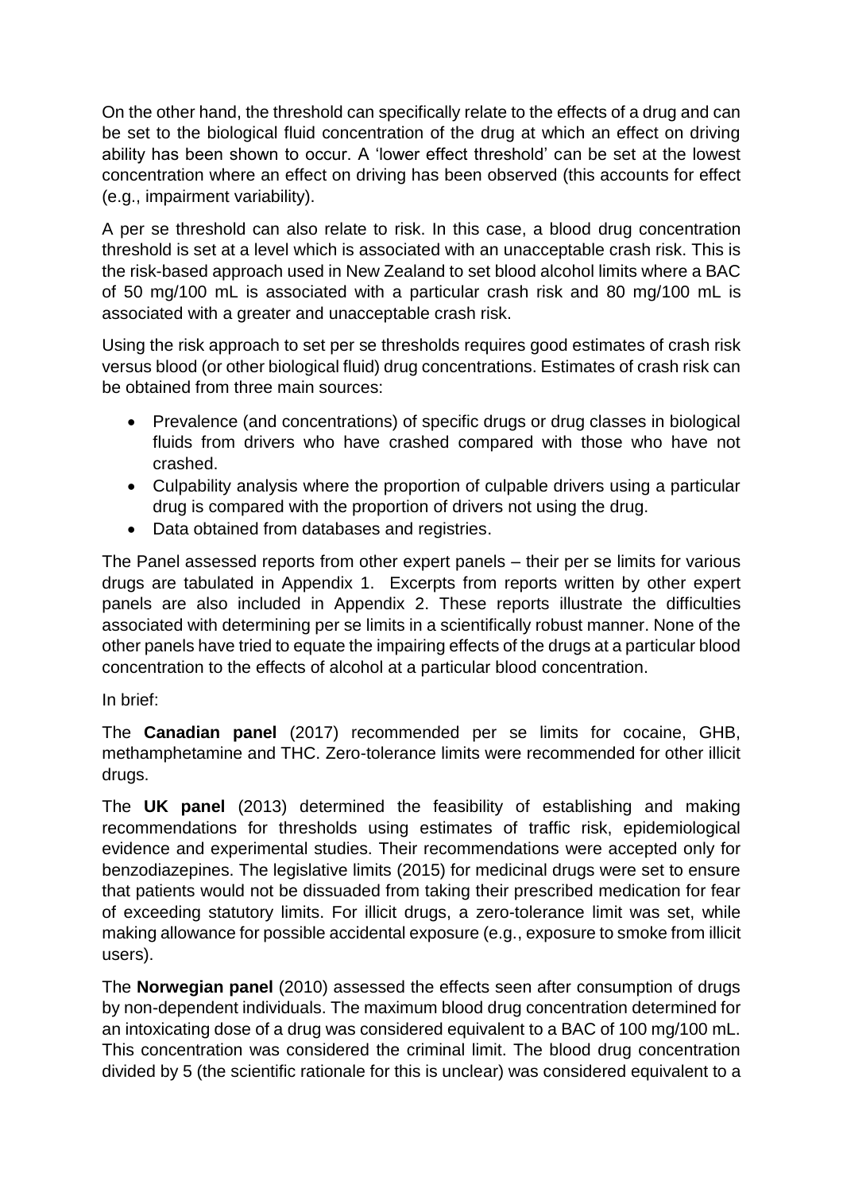On the other hand, the threshold can specifically relate to the effects of a drug and can be set to the biological fluid concentration of the drug at which an effect on driving ability has been shown to occur. A 'lower effect threshold' can be set at the lowest concentration where an effect on driving has been observed (this accounts for effect (e.g., impairment variability).

A per se threshold can also relate to risk. In this case, a blood drug concentration threshold is set at a level which is associated with an unacceptable crash risk. This is the risk-based approach used in New Zealand to set blood alcohol limits where a BAC of 50 mg/100 mL is associated with a particular crash risk and 80 mg/100 mL is associated with a greater and unacceptable crash risk.

Using the risk approach to set per se thresholds requires good estimates of crash risk versus blood (or other biological fluid) drug concentrations. Estimates of crash risk can be obtained from three main sources:

- Prevalence (and concentrations) of specific drugs or drug classes in biological fluids from drivers who have crashed compared with those who have not crashed.
- Culpability analysis where the proportion of culpable drivers using a particular drug is compared with the proportion of drivers not using the drug.
- Data obtained from databases and registries.

The Panel assessed reports from other expert panels – their per se limits for various drugs are tabulated in Appendix 1. Excerpts from reports written by other expert panels are also included in Appendix 2. These reports illustrate the difficulties associated with determining per se limits in a scientifically robust manner. None of the other panels have tried to equate the impairing effects of the drugs at a particular blood concentration to the effects of alcohol at a particular blood concentration.

In brief:

The **Canadian panel** (2017) recommended per se limits for cocaine, GHB, methamphetamine and THC. Zero-tolerance limits were recommended for other illicit drugs.

The **UK panel** (2013) determined the feasibility of establishing and making recommendations for thresholds using estimates of traffic risk, epidemiological evidence and experimental studies. Their recommendations were accepted only for benzodiazepines. The legislative limits (2015) for medicinal drugs were set to ensure that patients would not be dissuaded from taking their prescribed medication for fear of exceeding statutory limits. For illicit drugs, a zero-tolerance limit was set, while making allowance for possible accidental exposure (e.g., exposure to smoke from illicit users).

The **Norwegian panel** (2010) assessed the effects seen after consumption of drugs by non-dependent individuals. The maximum blood drug concentration determined for an intoxicating dose of a drug was considered equivalent to a BAC of 100 mg/100 mL. This concentration was considered the criminal limit. The blood drug concentration divided by 5 (the scientific rationale for this is unclear) was considered equivalent to a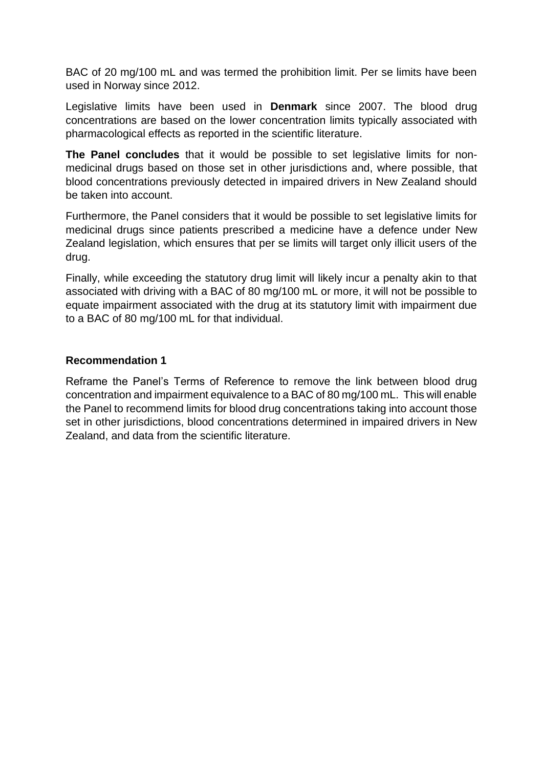BAC of 20 mg/100 mL and was termed the prohibition limit. Per se limits have been used in Norway since 2012.

Legislative limits have been used in **Denmark** since 2007. The blood drug concentrations are based on the lower concentration limits typically associated with pharmacological effects as reported in the scientific literature.

**The Panel concludes** that it would be possible to set legislative limits for non-medicinal drugs based on those set in other jurisdictions and, where possible, that blood concentrations previously detected in impaired drivers in New Zealand should be taken into account.

Furthermore, the Panel considers that it would be possible to set legislative limits for medicinal drugs since patients prescribed a medicine have a defence under New Zealand legislation, which ensures that per se limits will target only illicit users of the drug.

Finally, while exceeding the statutory drug limit will likely incur a penalty akin to that associated with driving with a BAC of 80 mg/100 mL or more, it will not be possible to equate impairment associated with the drug at its statutory limit with impairment due to a BAC of 80 mg/100 mL for that individual.

**Recommendation 1**

Reframe the Panel's Terms of Reference to remove the link between blood drug concentration and impairment equivalence to a BAC of 80 mg/100 mL. This will enable the Panel to recommend limits for blood drug concentrations taking into account those set in other jurisdictions, blood concentrations determined in impaired drivers in New Zealand, and data from the scientific literature.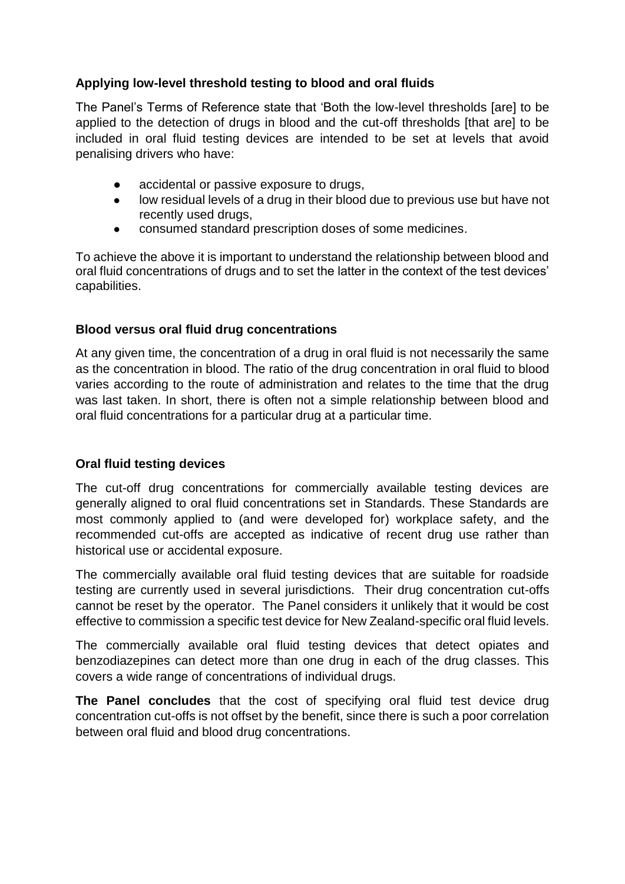### Applying low-level threshold testing to blood and oral fluids

The Panel's Terms of Reference state that 'Both the low-level thresholds [are] to be applied to the detection of drugs in blood and the cut-off thresholds [that are] to be included in oral fluid testing devices are intended to be set at levels that avoid penalising drivers who have:

- accidental or passive exposure to drugs,
- low residual levels of a drug in their blood due to previous use but have not recently used drugs,
- consumed standard prescription doses of some medicines.

To achieve the above it is important to understand the relationship between blood and oral fluid concentrations of drugs and to set the latter in the context of the test devices' capabilities.

### Blood versus oral fluid drug concentrations

At any given time, the concentration of a drug in oral fluid is not necessarily the same as the concentration in blood. The ratio of the drug concentration in oral fluid to blood varies according to the route of administration and relates to the time that the drug was last taken. In short, there is often not a simple relationship between blood and oral fluid concentrations for a particular drug at a particular time.

### Oral fluid testing devices

The cut-off drug concentrations for commercially available testing devices are generally aligned to oral fluid concentrations set in Standards. These Standards are most commonly applied to (and were developed for) workplace safety, and the recommended cut-offs are accepted as indicative of recent drug use rather than historical use or accidental exposure.

The commercially available oral fluid testing devices that are suitable for roadside testing are currently used in several jurisdictions. Their drug concentration cut-offs cannot be reset by the operator. The Panel considers it unlikely that it would be cost effective to commission a specific test device for New Zealand-specific oral fluid levels.

The commercially available oral fluid testing devices that detect opiates and benzodiazepines can detect more than one drug in each of the drug classes. This covers a wide range of concentrations of individual drugs.

**The Panel concludes** that the cost of specifying oral fluid test device drug concentration cut-offs is not offset by the benefit, since there is such a poor correlation between oral fluid and blood drug concentrations.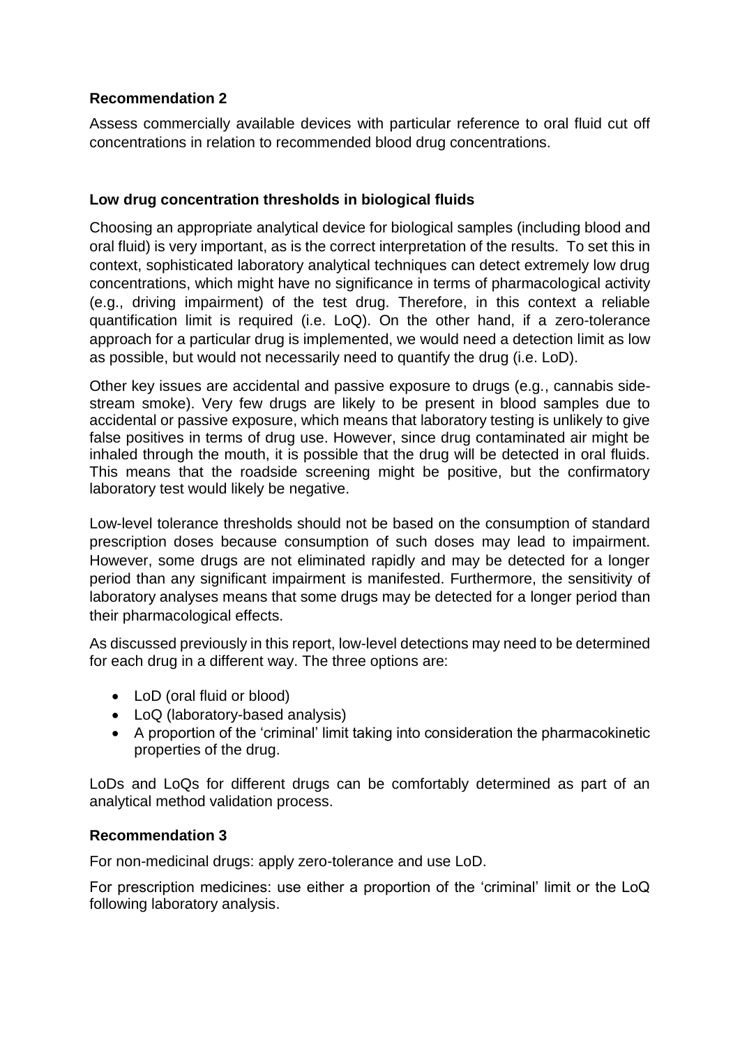**Recommendation 2**

Assess commercially available devices with particular reference to oral fluid cut off concentrations in relation to recommended blood drug concentrations.

**Low drug concentration thresholds in biological fluids**

Choosing an appropriate analytical device for biological samples (including blood and oral fluid) is very important, as is the correct interpretation of the results. To set this in context, sophisticated laboratory analytical techniques can detect extremely low drug concentrations, which might have no significance in terms of pharmacological activity (e.g., driving impairment) of the test drug. Therefore, in this context a reliable quantification limit is required (i.e. LoQ). On the other hand, if a zero-tolerance approach for a particular drug is implemented, we would need a detection limit as low as possible, but would not necessarily need to quantify the drug (i.e. LoD).

Other key issues are accidental and passive exposure to drugs (e.g., cannabis side-stream smoke). Very few drugs are likely to be present in blood samples due to accidental or passive exposure, which means that laboratory testing is unlikely to give false positives in terms of drug use. However, since drug contaminated air might be inhaled through the mouth, it is possible that the drug will be detected in oral fluids. This means that the roadside screening might be positive, but the confirmatory laboratory test would likely be negative.

Low-level tolerance thresholds should not be based on the consumption of standard prescription doses because consumption of such doses may lead to impairment. However, some drugs are not eliminated rapidly and may be detected for a longer period than any significant impairment is manifested. Furthermore, the sensitivity of laboratory analyses means that some drugs may be detected for a longer period than their pharmacological effects.

As discussed previously in this report, low-level detections may need to be determined for each drug in a different way. The three options are:

- LoD (oral fluid or blood)
- LoQ (laboratory-based analysis)
- A proportion of the 'criminal' limit taking into consideration the pharmacokinetic properties of the drug.

LoDs and LoQs for different drugs can be comfortably determined as part of an analytical method validation process.

**Recommendation 3**

For non-medicinal drugs: apply zero-tolerance and use LoD.

For prescription medicines: use either a proportion of the 'criminal' limit or the LoQ following laboratory analysis.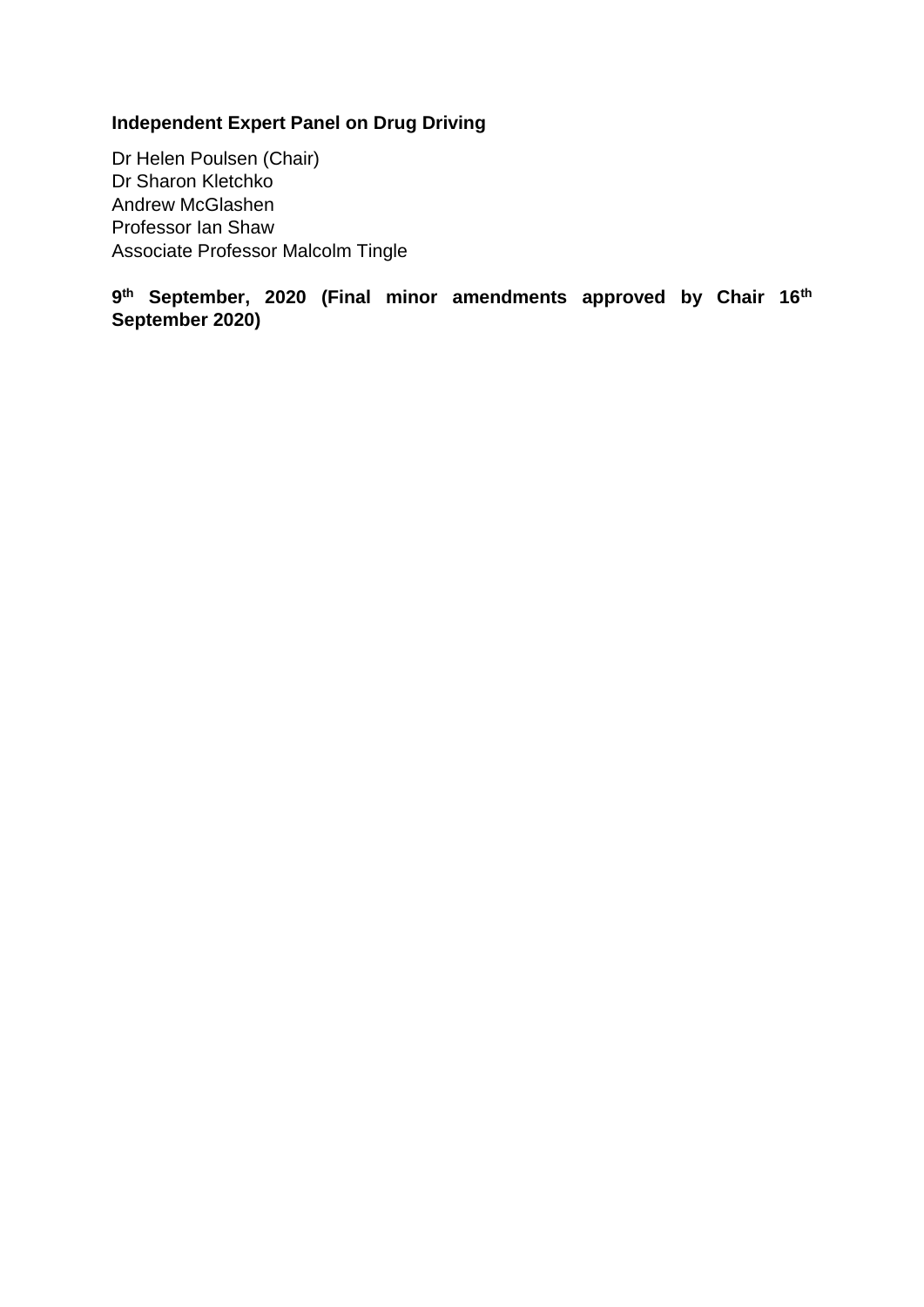**Independent Expert Panel on Drug Driving**

Dr Helen Poulsen (Chair)
Dr Sharon Kletchko
Andrew McGlashen
Professor Ian Shaw
Associate Professor Malcolm Tingle

**9th September, 2020 (Final minor amendments approved by Chair 16th September 2020)**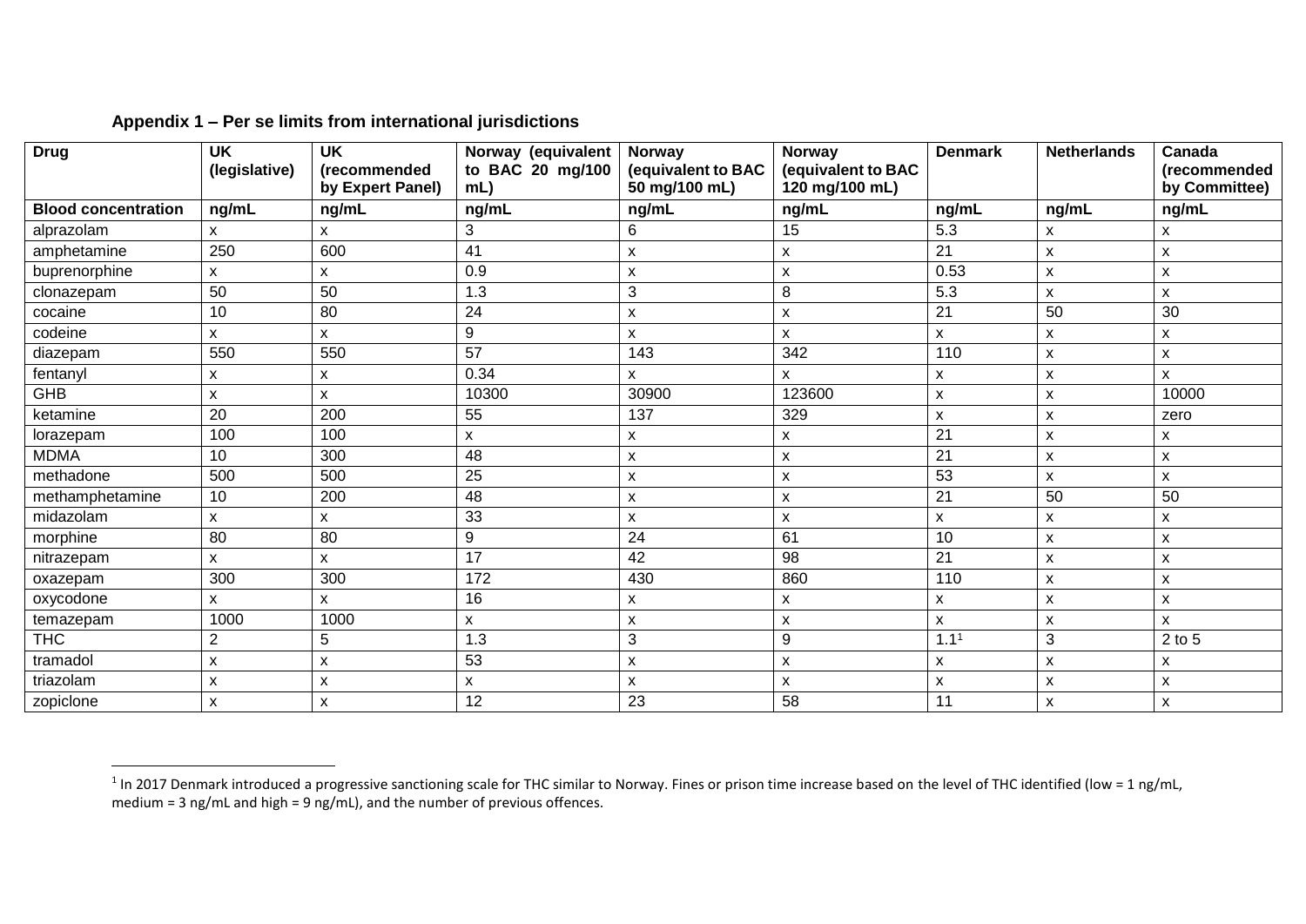**Appendix 1 – Per se limits from international jurisdictions**

| Drug | UK (legislative) | UK (recommended by Expert Panel) | Norway (equivalent to BAC 20 mg/100 mL) | Norway (equivalent to BAC 50 mg/100 mL) | Norway (equivalent to BAC 120 mg/100 mL) | Denmark | Netherlands | Canada (recommended by Committee) |
|---|---|---|---|---|---|---|---|---|
| **Blood concentration** | **ng/mL** | **ng/mL** | **ng/mL** | **ng/mL** | **ng/mL** | **ng/mL** | **ng/mL** | **ng/mL** |
| alprazolam | x | x | 3 | 6 | 15 | 5.3 | x | x |
| amphetamine | 250 | 600 | 41 | x | x | 21 | x | x |
| buprenorphine | x | x | 0.9 | x | x | 0.53 | x | x |
| clonazepam | 50 | 50 | 1.3 | 3 | 8 | 5.3 | x | x |
| cocaine | 10 | 80 | 24 | x | x | 21 | 50 | 30 |
| codeine | x | x | 9 | x | x | x | x | x |
| diazepam | 550 | 550 | 57 | 143 | 342 | 110 | x | x |
| fentanyl | x | x | 0.34 | x | x | x | x | x |
| GHB | x | x | 10300 | 30900 | 123600 | x | x | 10000 |
| ketamine | 20 | 200 | 55 | 137 | 329 | x | x | zero |
| lorazepam | 100 | 100 | x | x | x | 21 | x | x |
| MDMA | 10 | 300 | 48 | x | x | 21 | x | x |
| methadone | 500 | 500 | 25 | x | x | 53 | x | x |
| methamphetamine | 10 | 200 | 48 | x | x | 21 | 50 | 50 |
| midazolam | x | x | 33 | x | x | x | x | x |
| morphine | 80 | 80 | 9 | 24 | 61 | 10 | x | x |
| nitrazepam | x | x | 17 | 42 | 98 | 21 | x | x |
| oxazepam | 300 | 300 | 172 | 430 | 860 | 110 | x | x |
| oxycodone | x | x | 16 | x | x | x | x | x |
| temazepam | 1000 | 1000 | x | x | x | x | x | x |
| THC | 2 | 5 | 1.3 | 3 | 9 | 1.1[1] | 3 | 2 to 5 |
| tramadol | x | x | 53 | x | x | x | x | x |
| triazolam | x | x | x | x | x | x | x | x |
| zopiclone | x | x | 12 | 23 | 58 | 11 | x | x |

[1] In 2017 Denmark introduced a progressive sanctioning scale for THC similar to Norway. Fines or prison time increase based on the level of THC identified (low = 1 ng/mL, medium = 3 ng/mL and high = 9 ng/mL), and the number of previous offences.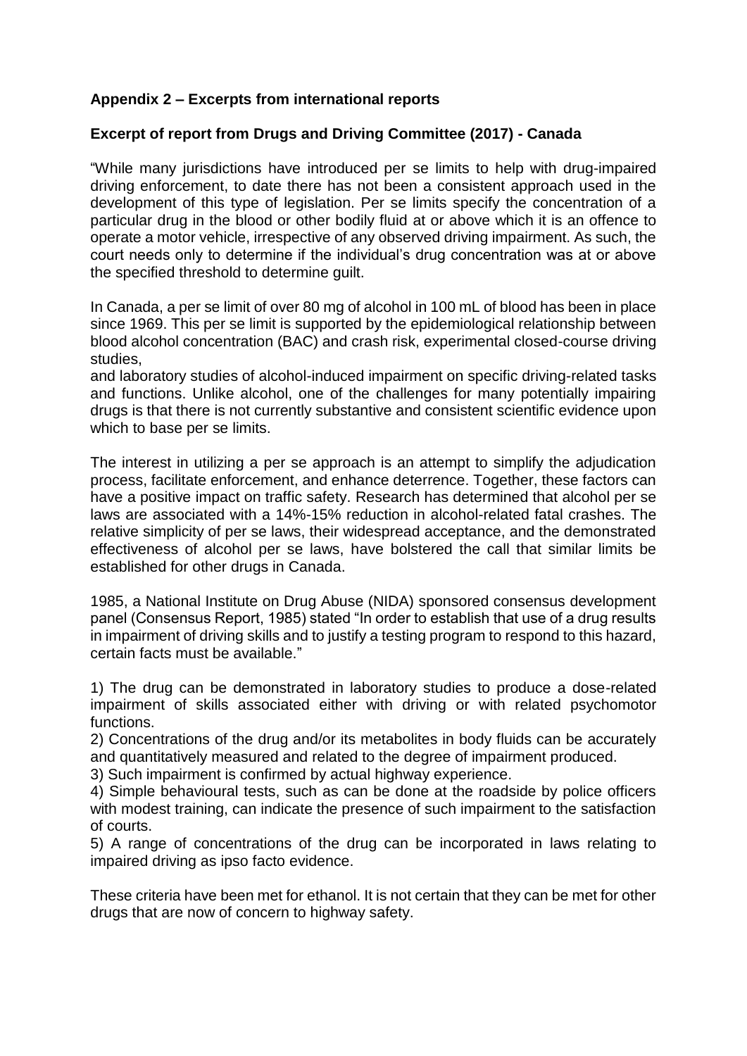**Appendix 2 – Excerpts from international reports**

**Excerpt of report from Drugs and Driving Committee (2017) - Canada**

"While many jurisdictions have introduced per se limits to help with drug-impaired driving enforcement, to date there has not been a consistent approach used in the development of this type of legislation. Per se limits specify the concentration of a particular drug in the blood or other bodily fluid at or above which it is an offence to operate a motor vehicle, irrespective of any observed driving impairment. As such, the court needs only to determine if the individual's drug concentration was at or above the specified threshold to determine guilt.

In Canada, a per se limit of over 80 mg of alcohol in 100 mL of blood has been in place since 1969. This per se limit is supported by the epidemiological relationship between blood alcohol concentration (BAC) and crash risk, experimental closed-course driving studies,
and laboratory studies of alcohol-induced impairment on specific driving-related tasks and functions. Unlike alcohol, one of the challenges for many potentially impairing drugs is that there is not currently substantive and consistent scientific evidence upon which to base per se limits.

The interest in utilizing a per se approach is an attempt to simplify the adjudication process, facilitate enforcement, and enhance deterrence. Together, these factors can have a positive impact on traffic safety. Research has determined that alcohol per se laws are associated with a 14%-15% reduction in alcohol-related fatal crashes. The relative simplicity of per se laws, their widespread acceptance, and the demonstrated effectiveness of alcohol per se laws, have bolstered the call that similar limits be established for other drugs in Canada.

1985, a National Institute on Drug Abuse (NIDA) sponsored consensus development panel (Consensus Report, 1985) stated "In order to establish that use of a drug results in impairment of driving skills and to justify a testing program to respond to this hazard, certain facts must be available."

1) The drug can be demonstrated in laboratory studies to produce a dose-related impairment of skills associated either with driving or with related psychomotor functions.
2) Concentrations of the drug and/or its metabolites in body fluids can be accurately and quantitatively measured and related to the degree of impairment produced.
3) Such impairment is confirmed by actual highway experience.
4) Simple behavioural tests, such as can be done at the roadside by police officers with modest training, can indicate the presence of such impairment to the satisfaction of courts.
5) A range of concentrations of the drug can be incorporated in laws relating to impaired driving as ipso facto evidence.

These criteria have been met for ethanol. It is not certain that they can be met for other drugs that are now of concern to highway safety.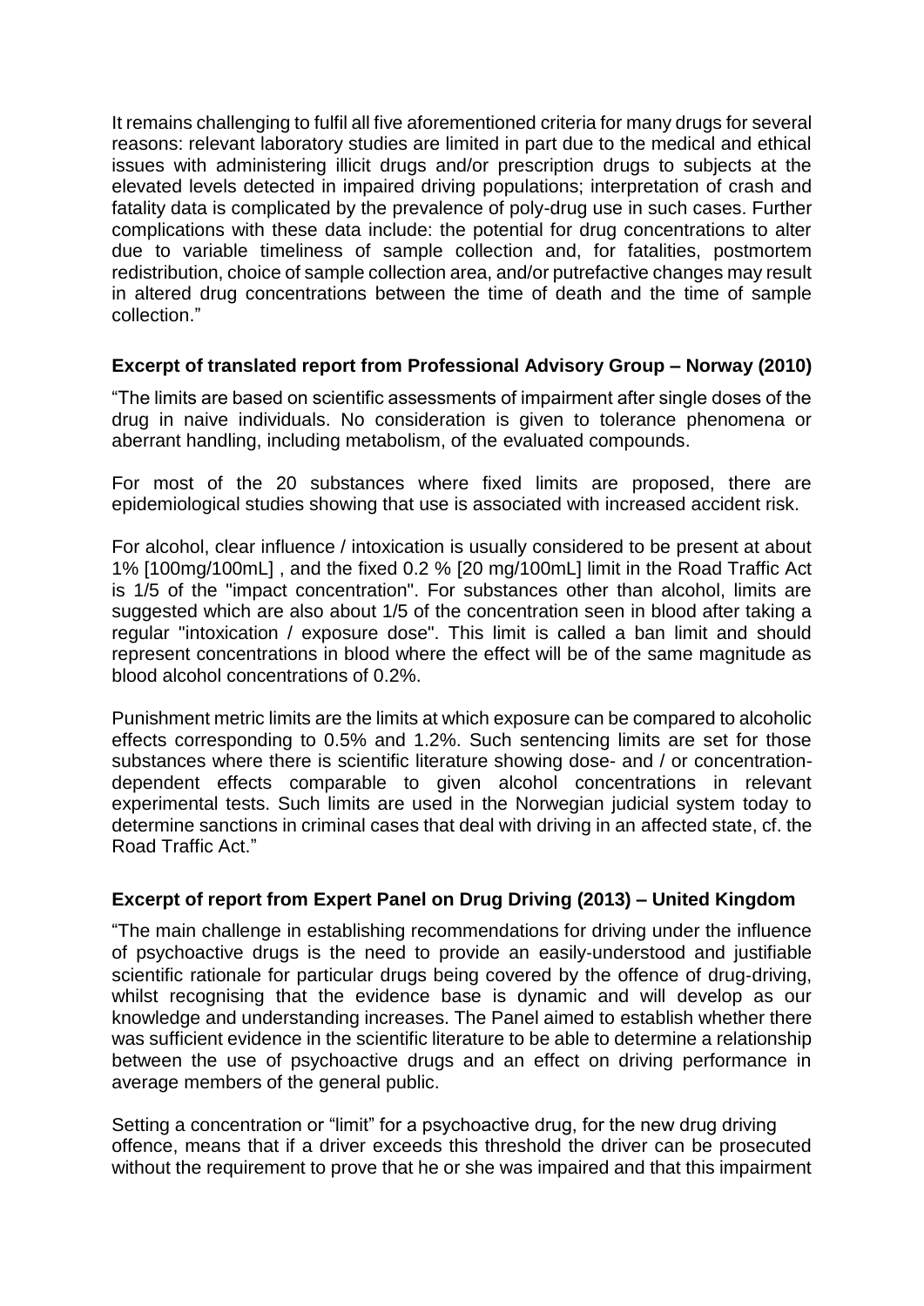It remains challenging to fulfil all five aforementioned criteria for many drugs for several reasons: relevant laboratory studies are limited in part due to the medical and ethical issues with administering illicit drugs and/or prescription drugs to subjects at the elevated levels detected in impaired driving populations; interpretation of crash and fatality data is complicated by the prevalence of poly-drug use in such cases. Further complications with these data include: the potential for drug concentrations to alter due to variable timeliness of sample collection and, for fatalities, postmortem redistribution, choice of sample collection area, and/or putrefactive changes may result in altered drug concentrations between the time of death and the time of sample collection."

**Excerpt of translated report from Professional Advisory Group – Norway (2010)**

"The limits are based on scientific assessments of impairment after single doses of the drug in naive individuals. No consideration is given to tolerance phenomena or aberrant handling, including metabolism, of the evaluated compounds.

For most of the 20 substances where fixed limits are proposed, there are epidemiological studies showing that use is associated with increased accident risk.

For alcohol, clear influence / intoxication is usually considered to be present at about 1% [100mg/100mL] , and the fixed 0.2 % [20 mg/100mL] limit in the Road Traffic Act is 1/5 of the "impact concentration". For substances other than alcohol, limits are suggested which are also about 1/5 of the concentration seen in blood after taking a regular "intoxication / exposure dose". This limit is called a ban limit and should represent concentrations in blood where the effect will be of the same magnitude as blood alcohol concentrations of 0.2%.

Punishment metric limits are the limits at which exposure can be compared to alcoholic effects corresponding to 0.5% and 1.2%. Such sentencing limits are set for those substances where there is scientific literature showing dose- and / or concentration-dependent effects comparable to given alcohol concentrations in relevant experimental tests. Such limits are used in the Norwegian judicial system today to determine sanctions in criminal cases that deal with driving in an affected state, cf. the Road Traffic Act."

**Excerpt of report from Expert Panel on Drug Driving (2013) – United Kingdom**

"The main challenge in establishing recommendations for driving under the influence of psychoactive drugs is the need to provide an easily-understood and justifiable scientific rationale for particular drugs being covered by the offence of drug-driving, whilst recognising that the evidence base is dynamic and will develop as our knowledge and understanding increases. The Panel aimed to establish whether there was sufficient evidence in the scientific literature to be able to determine a relationship between the use of psychoactive drugs and an effect on driving performance in average members of the general public.

Setting a concentration or "limit" for a psychoactive drug, for the new drug driving offence, means that if a driver exceeds this threshold the driver can be prosecuted without the requirement to prove that he or she was impaired and that this impairment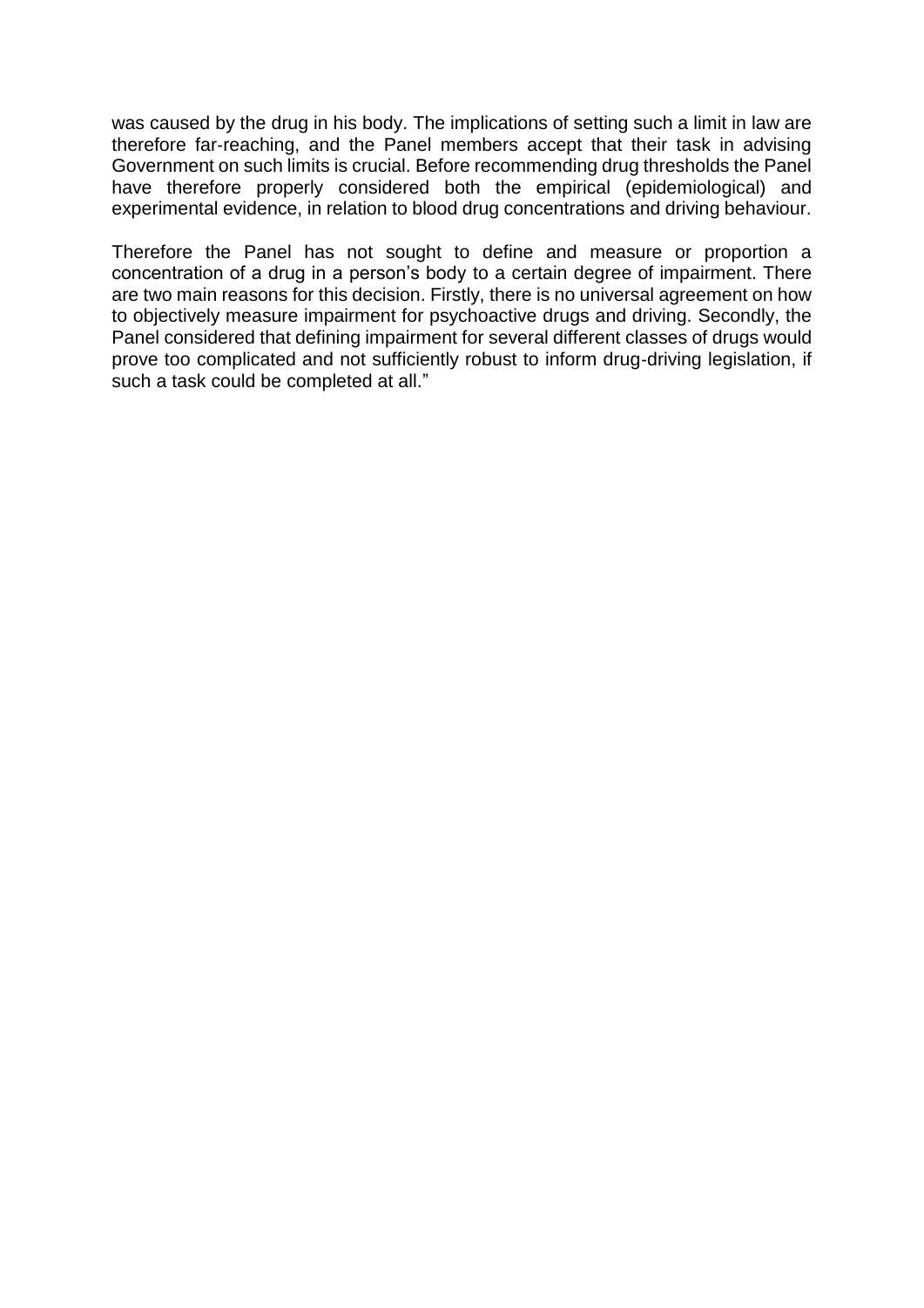was caused by the drug in his body. The implications of setting such a limit in law are therefore far-reaching, and the Panel members accept that their task in advising Government on such limits is crucial. Before recommending drug thresholds the Panel have therefore properly considered both the empirical (epidemiological) and experimental evidence, in relation to blood drug concentrations and driving behaviour.

Therefore the Panel has not sought to define and measure or proportion a concentration of a drug in a person's body to a certain degree of impairment. There are two main reasons for this decision. Firstly, there is no universal agreement on how to objectively measure impairment for psychoactive drugs and driving. Secondly, the Panel considered that defining impairment for several different classes of drugs would prove too complicated and not sufficiently robust to inform drug-driving legislation, if such a task could be completed at all."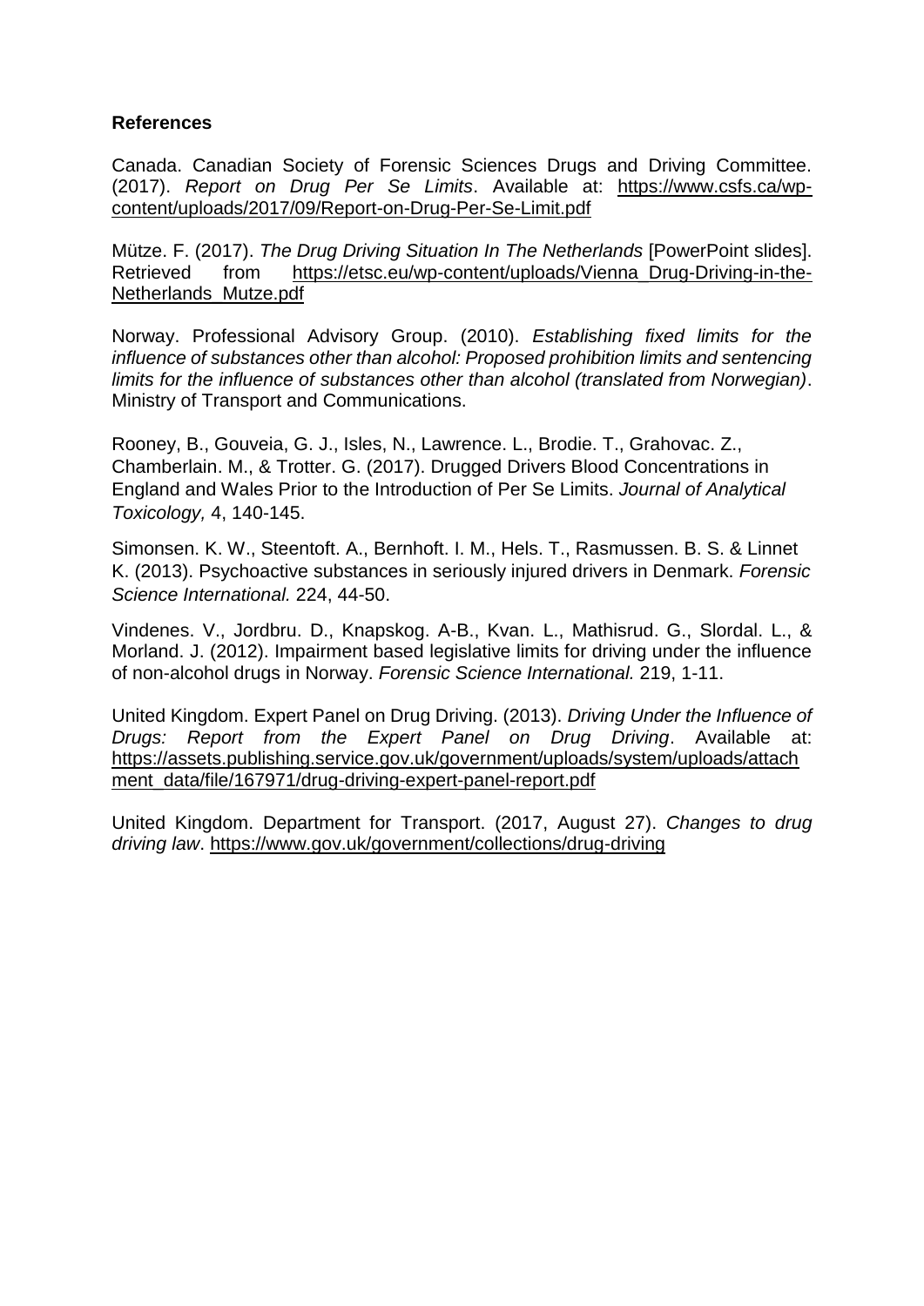**References**

Canada. Canadian Society of Forensic Sciences Drugs and Driving Committee. (2017). *Report on Drug Per Se Limits*. Available at: https://www.csfs.ca/wp-content/uploads/2017/09/Report-on-Drug-Per-Se-Limit.pdf

Mütze. F. (2017). *The Drug Driving Situation In The Netherlands* [PowerPoint slides]. Retrieved from https://etsc.eu/wp-content/uploads/Vienna_Drug-Driving-in-the-Netherlands_Mutze.pdf

Norway. Professional Advisory Group. (2010). *Establishing fixed limits for the influence of substances other than alcohol: Proposed prohibition limits and sentencing limits for the influence of substances other than alcohol (translated from Norwegian)*. Ministry of Transport and Communications.

Rooney, B., Gouveia, G. J., Isles, N., Lawrence. L., Brodie. T., Grahovac. Z., Chamberlain. M., & Trotter. G. (2017). Drugged Drivers Blood Concentrations in England and Wales Prior to the Introduction of Per Se Limits. *Journal of Analytical Toxicology,* 4, 140-145.

Simonsen. K. W., Steentoft. A., Bernhoft. I. M., Hels. T., Rasmussen. B. S. & Linnet K. (2013). Psychoactive substances in seriously injured drivers in Denmark. *Forensic Science International.* 224, 44-50.

Vindenes. V., Jordbru. D., Knapskog. A-B., Kvan. L., Mathisrud. G., Slordal. L., & Morland. J. (2012). Impairment based legislative limits for driving under the influence of non-alcohol drugs in Norway. *Forensic Science International.* 219, 1-11.

United Kingdom. Expert Panel on Drug Driving. (2013). *Driving Under the Influence of Drugs: Report from the Expert Panel on Drug Driving*. Available at: https://assets.publishing.service.gov.uk/government/uploads/system/uploads/attachment_data/file/167971/drug-driving-expert-panel-report.pdf

United Kingdom. Department for Transport. (2017, August 27). *Changes to drug driving law*. https://www.gov.uk/government/collections/drug-driving